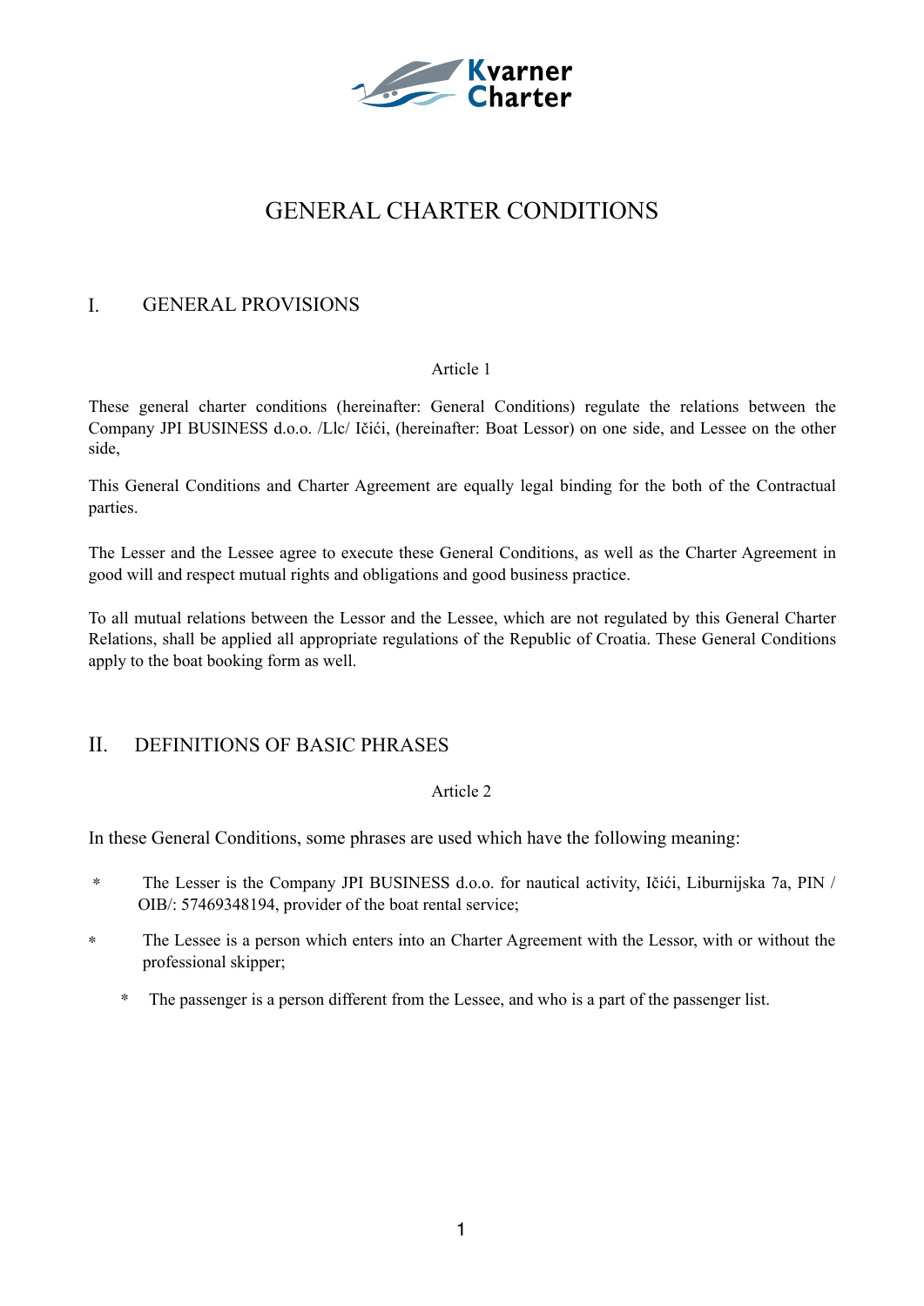Kvarner Charter

# GENERAL CHARTER CONDITIONS

## I. GENERAL PROVISIONS

Article 1

These general charter conditions (hereinafter: General Conditions) regulate the relations between the Company JPI BUSINESS d.o.o. /Llc/ Ičići, (hereinafter: Boat Lessor) on one side, and Lessee on the other side,

This General Conditions and Charter Agreement are equally legal binding for the both of the Contractual parties.

The Lesser and the Lessee agree to execute these General Conditions, as well as the Charter Agreement in good will and respect mutual rights and obligations and good business practice.

To all mutual relations between the Lessor and the Lessee, which are not regulated by this General Charter Relations, shall be applied all appropriate regulations of the Republic of Croatia. These General Conditions apply to the boat booking form as well.

## II. DEFINITIONS OF BASIC PHRASES

Article 2

In these General Conditions, some phrases are used which have the following meaning:

* The Lesser is the Company JPI BUSINESS d.o.o. for nautical activity, Ičići, Liburnijska 7a, PIN / OIB/: 57469348194, provider of the boat rental service;
* The Lessee is a person which enters into an Charter Agreement with the Lessor, with or without the professional skipper;
* The passenger is a person different from the Lessee, and who is a part of the passenger list.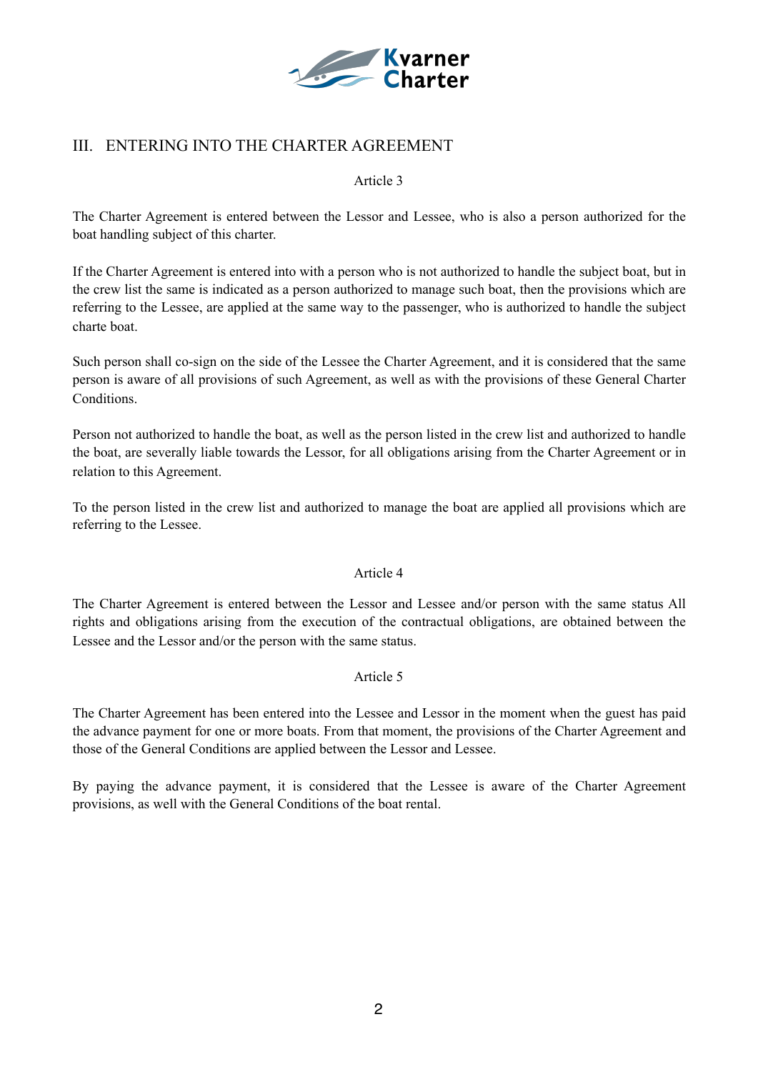## III. ENTERING INTO THE CHARTER AGREEMENT

Article 3

The Charter Agreement is entered between the Lessor and Lessee, who is also a person authorized for the boat handling subject of this charter.

If the Charter Agreement is entered into with a person who is not authorized to handle the subject boat, but in the crew list the same is indicated as a person authorized to manage such boat, then the provisions which are referring to the Lessee, are applied at the same way to the passenger, who is authorized to handle the subject charte boat.

Such person shall co-sign on the side of the Lessee the Charter Agreement, and it is considered that the same person is aware of all provisions of such Agreement, as well as with the provisions of these General Charter Conditions.

Person not authorized to handle the boat, as well as the person listed in the crew list and authorized to handle the boat, are severally liable towards the Lessor, for all obligations arising from the Charter Agreement or in relation to this Agreement.

To the person listed in the crew list and authorized to manage the boat are applied all provisions which are referring to the Lessee.

Article 4

The Charter Agreement is entered between the Lessor and Lessee and/or person with the same status All rights and obligations arising from the execution of the contractual obligations, are obtained between the Lessee and the Lessor and/or the person with the same status.

Article 5

The Charter Agreement has been entered into the Lessee and Lessor in the moment when the guest has paid the advance payment for one or more boats. From that moment, the provisions of the Charter Agreement and those of the General Conditions are applied between the Lessor and Lessee.

By paying the advance payment, it is considered that the Lessee is aware of the Charter Agreement provisions, as well with the General Conditions of the boat rental.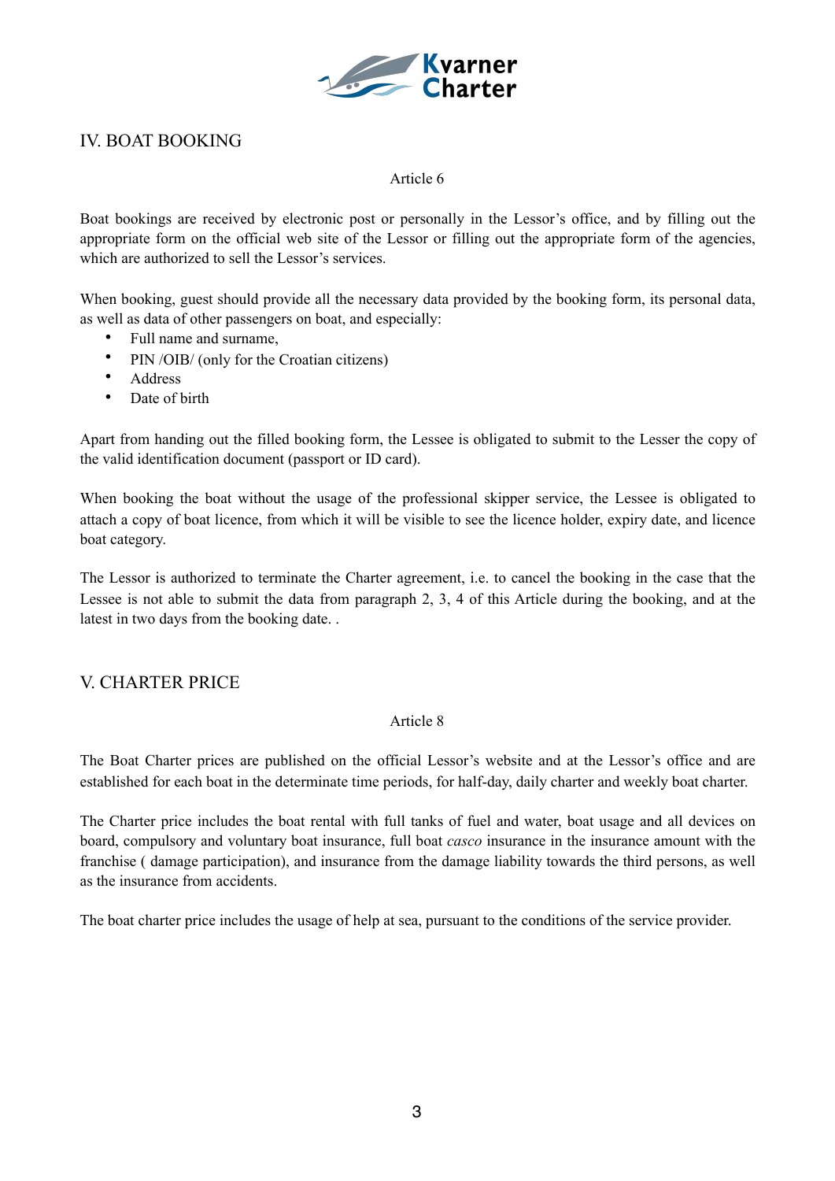## IV. BOAT BOOKING

Article 6

Boat bookings are received by electronic post or personally in the Lessor's office, and by filling out the appropriate form on the official web site of the Lessor or filling out the appropriate form of the agencies, which are authorized to sell the Lessor's services.

When booking, guest should provide all the necessary data provided by the booking form, its personal data, as well as data of other passengers on boat, and especially:

- Full name and surname,
- PIN /OIB/ (only for the Croatian citizens)
- Address
- Date of birth

Apart from handing out the filled booking form, the Lessee is obligated to submit to the Lesser the copy of the valid identification document (passport or ID card).

When booking the boat without the usage of the professional skipper service, the Lessee is obligated to attach a copy of boat licence, from which it will be visible to see the licence holder, expiry date, and licence boat category.

The Lessor is authorized to terminate the Charter agreement, i.e. to cancel the booking in the case that the Lessee is not able to submit the data from paragraph 2, 3, 4 of this Article during the booking, and at the latest in two days from the booking date. .

## V. CHARTER PRICE

Article 8

The Boat Charter prices are published on the official Lessor's website and at the Lessor's office and are established for each boat in the determinate time periods, for half-day, daily charter and weekly boat charter.

The Charter price includes the boat rental with full tanks of fuel and water, boat usage and all devices on board, compulsory and voluntary boat insurance, full boat *casco* insurance in the insurance amount with the franchise ( damage participation), and insurance from the damage liability towards the third persons, as well as the insurance from accidents.

The boat charter price includes the usage of help at sea, pursuant to the conditions of the service provider.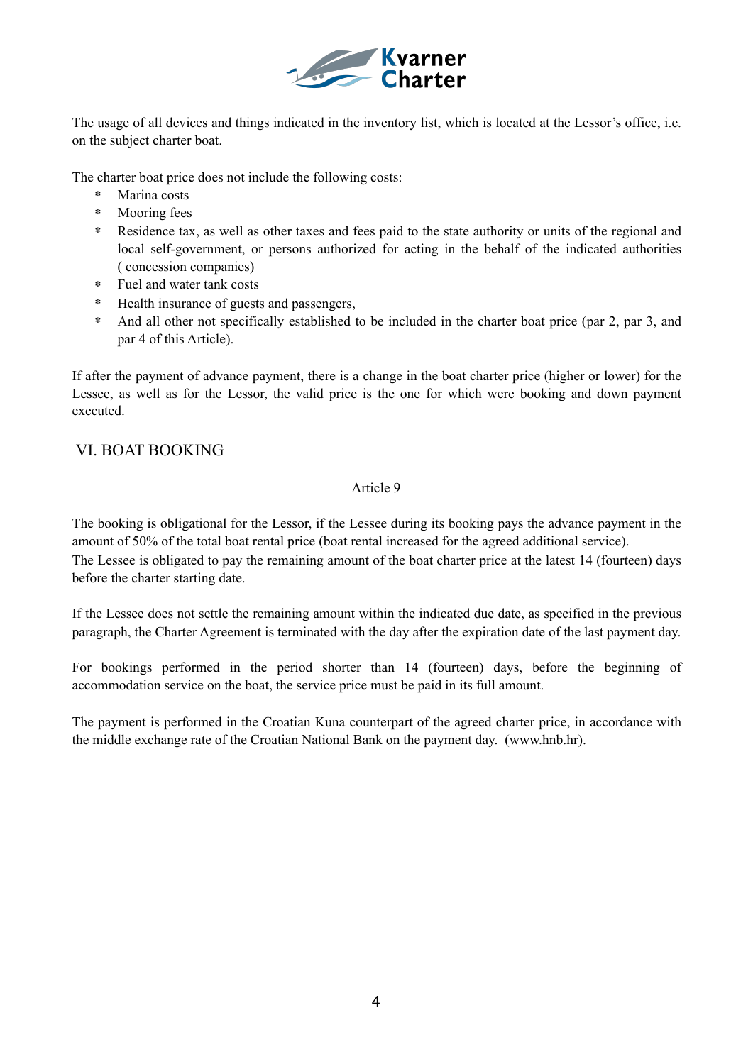The usage of all devices and things indicated in the inventory list, which is located at the Lessor's office, i.e. on the subject charter boat.

The charter boat price does not include the following costs:

* Marina costs
* Mooring fees
* Residence tax, as well as other taxes and fees paid to the state authority or units of the regional and local self-government, or persons authorized for acting in the behalf of the indicated authorities ( concession companies)
* Fuel and water tank costs
* Health insurance of guests and passengers,
* And all other not specifically established to be included in the charter boat price (par 2, par 3, and par 4 of this Article).

If after the payment of advance payment, there is a change in the boat charter price (higher or lower) for the Lessee, as well as for the Lessor, the valid price is the one for which were booking and down payment executed.

## VI. BOAT BOOKING

Article 9

The booking is obligational for the Lessor, if the Lessee during its booking pays the advance payment in the amount of 50% of the total boat rental price (boat rental increased for the agreed additional service).
The Lessee is obligated to pay the remaining amount of the boat charter price at the latest 14 (fourteen) days before the charter starting date.

If the Lessee does not settle the remaining amount within the indicated due date, as specified in the previous paragraph, the Charter Agreement is terminated with the day after the expiration date of the last payment day.

For bookings performed in the period shorter than 14 (fourteen) days, before the beginning of accommodation service on the boat, the service price must be paid in its full amount.

The payment is performed in the Croatian Kuna counterpart of the agreed charter price, in accordance with the middle exchange rate of the Croatian National Bank on the payment day. (www.hnb.hr).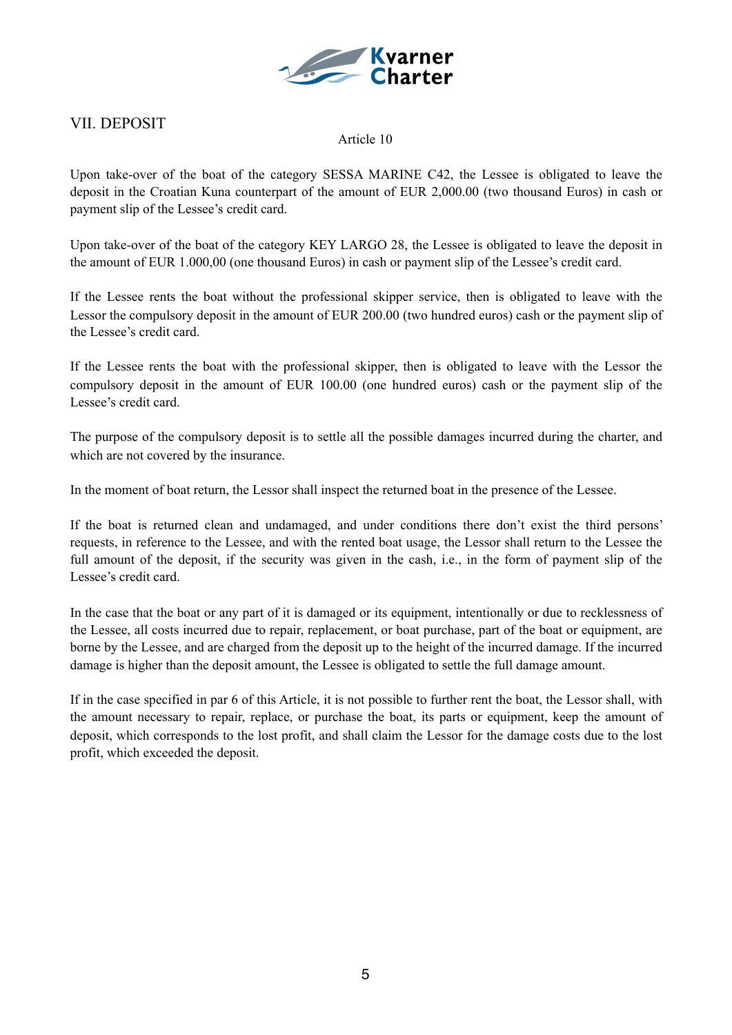## VII. DEPOSIT

Article 10

Upon take-over of the boat of the category SESSA MARINE C42, the Lessee is obligated to leave the deposit in the Croatian Kuna counterpart of the amount of EUR 2,000.00 (two thousand Euros) in cash or payment slip of the Lessee's credit card.

Upon take-over of the boat of the category KEY LARGO 28, the Lessee is obligated to leave the deposit in the amount of EUR 1.000,00 (one thousand Euros) in cash or payment slip of the Lessee's credit card.

If the Lessee rents the boat without the professional skipper service, then is obligated to leave with the Lessor the compulsory deposit in the amount of EUR 200.00 (two hundred euros) cash or the payment slip of the Lessee's credit card.

If the Lessee rents the boat with the professional skipper, then is obligated to leave with the Lessor the compulsory deposit in the amount of EUR 100.00 (one hundred euros) cash or the payment slip of the Lessee's credit card.

The purpose of the compulsory deposit is to settle all the possible damages incurred during the charter, and which are not covered by the insurance.

In the moment of boat return, the Lessor shall inspect the returned boat in the presence of the Lessee.

If the boat is returned clean and undamaged, and under conditions there don't exist the third persons' requests, in reference to the Lessee, and with the rented boat usage, the Lessor shall return to the Lessee the full amount of the deposit, if the security was given in the cash, i.e., in the form of payment slip of the Lessee's credit card.

In the case that the boat or any part of it is damaged or its equipment, intentionally or due to recklessness of the Lessee, all costs incurred due to repair, replacement, or boat purchase, part of the boat or equipment, are borne by the Lessee, and are charged from the deposit up to the height of the incurred damage. If the incurred damage is higher than the deposit amount, the Lessee is obligated to settle the full damage amount.

If in the case specified in par 6 of this Article, it is not possible to further rent the boat, the Lessor shall, with the amount necessary to repair, replace, or purchase the boat, its parts or equipment, keep the amount of deposit, which corresponds to the lost profit, and shall claim the Lessor for the damage costs due to the lost profit, which exceeded the deposit.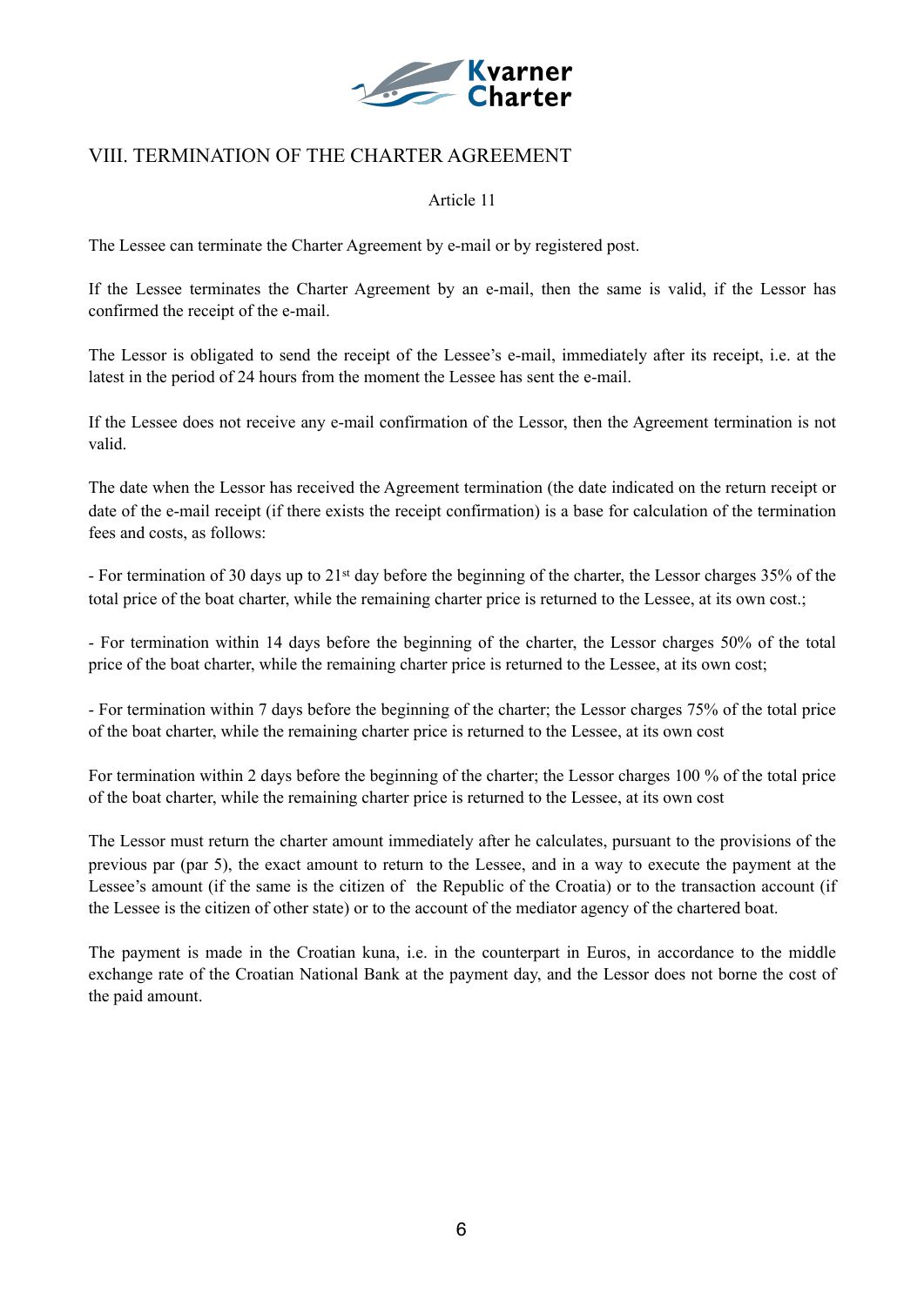## VIII. TERMINATION OF THE CHARTER AGREEMENT

Article 11

The Lessee can terminate the Charter Agreement by e-mail or by registered post.

If the Lessee terminates the Charter Agreement by an e-mail, then the same is valid, if the Lessor has confirmed the receipt of the e-mail.

The Lessor is obligated to send the receipt of the Lessee's e-mail, immediately after its receipt, i.e. at the latest in the period of 24 hours from the moment the Lessee has sent the e-mail.

If the Lessee does not receive any e-mail confirmation of the Lessor, then the Agreement termination is not valid.

The date when the Lessor has received the Agreement termination (the date indicated on the return receipt or date of the e-mail receipt (if there exists the receipt confirmation) is a base for calculation of the termination fees and costs, as follows:

- For termination of 30 days up to 21st day before the beginning of the charter, the Lessor charges 35% of the total price of the boat charter, while the remaining charter price is returned to the Lessee, at its own cost.;

- For termination within 14 days before the beginning of the charter, the Lessor charges 50% of the total price of the boat charter, while the remaining charter price is returned to the Lessee, at its own cost;

- For termination within 7 days before the beginning of the charter; the Lessor charges 75% of the total price of the boat charter, while the remaining charter price is returned to the Lessee, at its own cost

For termination within 2 days before the beginning of the charter; the Lessor charges 100 % of the total price of the boat charter, while the remaining charter price is returned to the Lessee, at its own cost

The Lessor must return the charter amount immediately after he calculates, pursuant to the provisions of the previous par (par 5), the exact amount to return to the Lessee, and in a way to execute the payment at the Lessee's amount (if the same is the citizen of the Republic of the Croatia) or to the transaction account (if the Lessee is the citizen of other state) or to the account of the mediator agency of the chartered boat.

The payment is made in the Croatian kuna, i.e. in the counterpart in Euros, in accordance to the middle exchange rate of the Croatian National Bank at the payment day, and the Lessor does not borne the cost of the paid amount.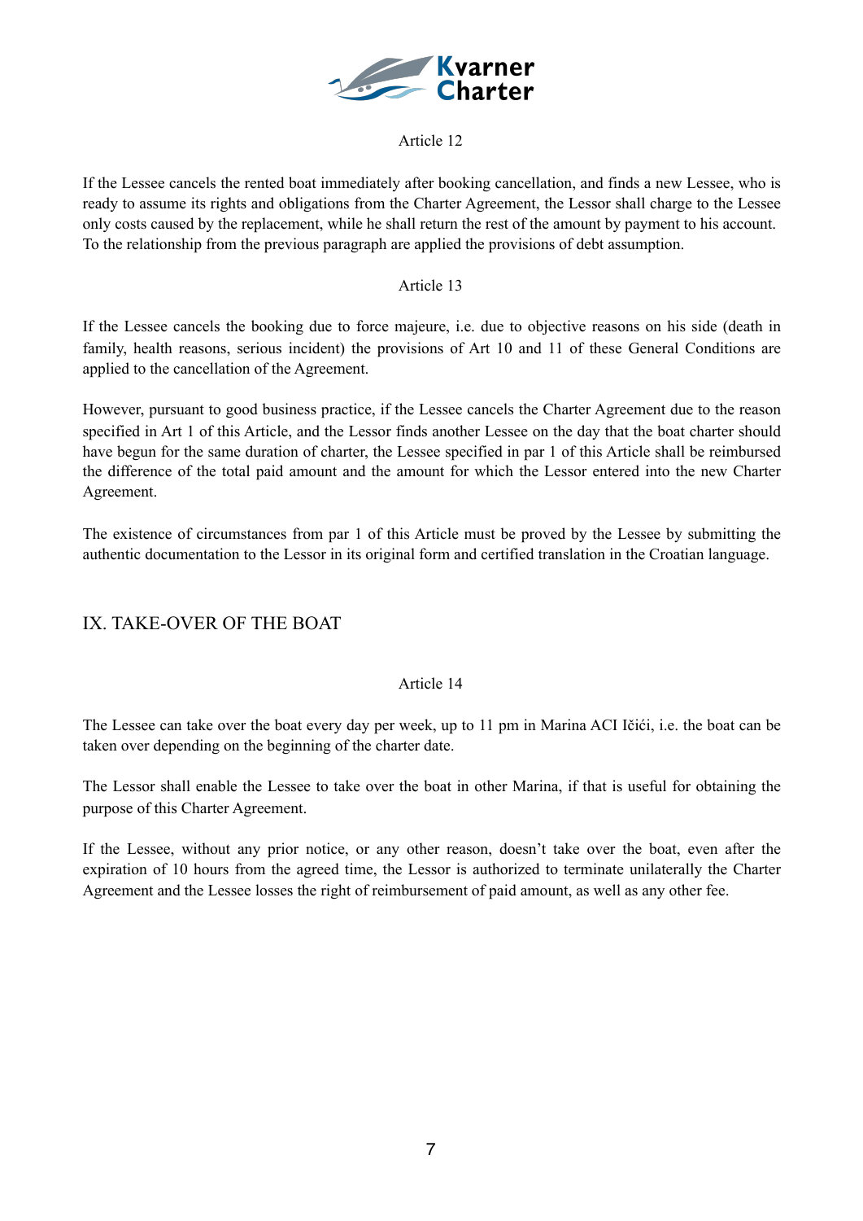Article 12

If the Lessee cancels the rented boat immediately after booking cancellation, and finds a new Lessee, who is ready to assume its rights and obligations from the Charter Agreement, the Lessor shall charge to the Lessee only costs caused by the replacement, while he shall return the rest of the amount by payment to his account. To the relationship from the previous paragraph are applied the provisions of debt assumption.

Article 13

If the Lessee cancels the booking due to force majeure, i.e. due to objective reasons on his side (death in family, health reasons, serious incident) the provisions of Art 10 and 11 of these General Conditions are applied to the cancellation of the Agreement.

However, pursuant to good business practice, if the Lessee cancels the Charter Agreement due to the reason specified in Art 1 of this Article, and the Lessor finds another Lessee on the day that the boat charter should have begun for the same duration of charter, the Lessee specified in par 1 of this Article shall be reimbursed the difference of the total paid amount and the amount for which the Lessor entered into the new Charter Agreement.

The existence of circumstances from par 1 of this Article must be proved by the Lessee by submitting the authentic documentation to the Lessor in its original form and certified translation in the Croatian language.

## IX. TAKE-OVER OF THE BOAT

Article 14

The Lessee can take over the boat every day per week, up to 11 pm in Marina ACI Ičići, i.e. the boat can be taken over depending on the beginning of the charter date.

The Lessor shall enable the Lessee to take over the boat in other Marina, if that is useful for obtaining the purpose of this Charter Agreement.

If the Lessee, without any prior notice, or any other reason, doesn't take over the boat, even after the expiration of 10 hours from the agreed time, the Lessor is authorized to terminate unilaterally the Charter Agreement and the Lessee losses the right of reimbursement of paid amount, as well as any other fee.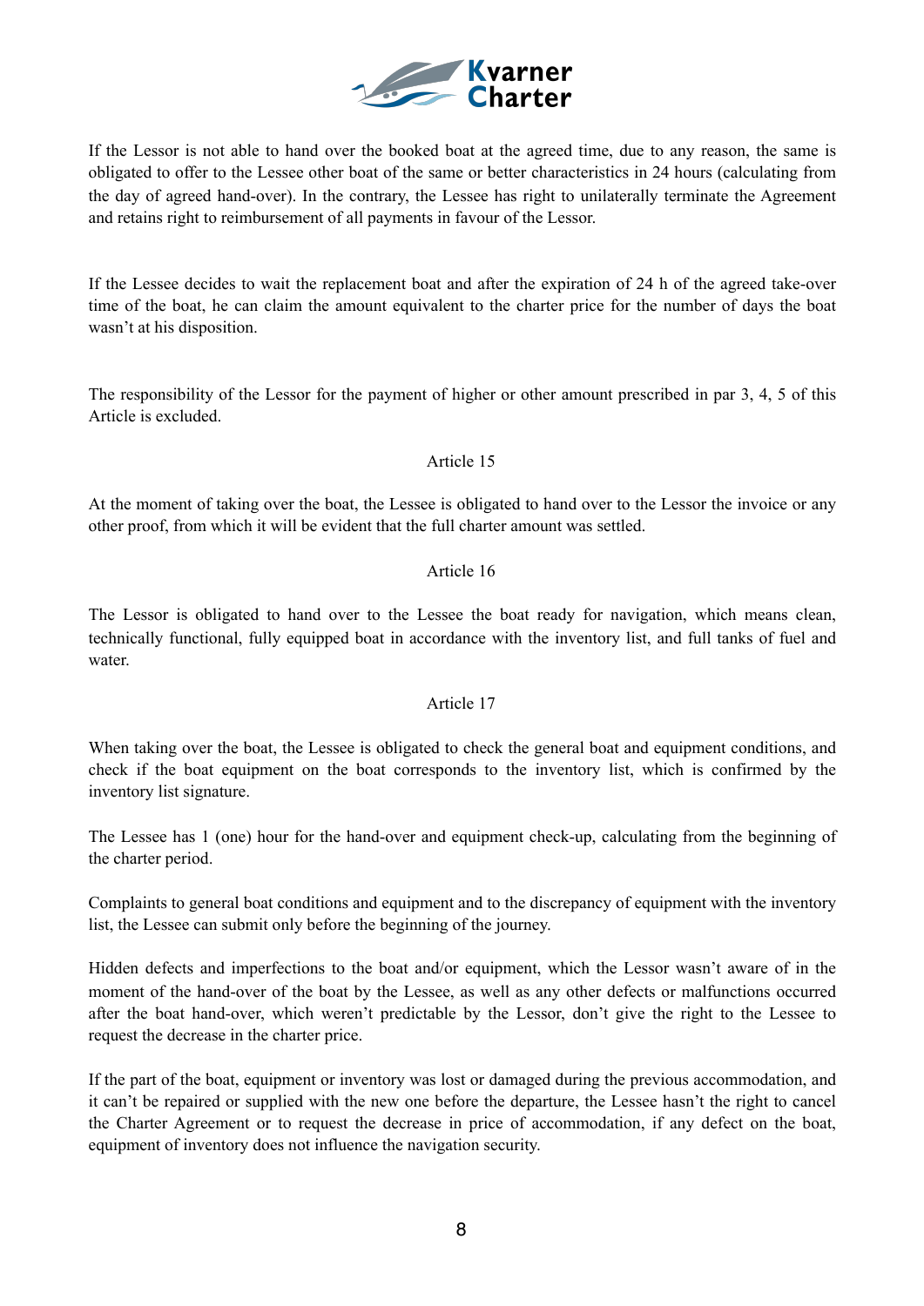If the Lessor is not able to hand over the booked boat at the agreed time, due to any reason, the same is obligated to offer to the Lessee other boat of the same or better characteristics in 24 hours (calculating from the day of agreed hand-over). In the contrary, the Lessee has right to unilaterally terminate the Agreement and retains right to reimbursement of all payments in favour of the Lessor.

If the Lessee decides to wait the replacement boat and after the expiration of 24 h of the agreed take-over time of the boat, he can claim the amount equivalent to the charter price for the number of days the boat wasn't at his disposition.

The responsibility of the Lessor for the payment of higher or other amount prescribed in par 3, 4, 5 of this Article is excluded.

## Article 15

At the moment of taking over the boat, the Lessee is obligated to hand over to the Lessor the invoice or any other proof, from which it will be evident that the full charter amount was settled.

## Article 16

The Lessor is obligated to hand over to the Lessee the boat ready for navigation, which means clean, technically functional, fully equipped boat in accordance with the inventory list, and full tanks of fuel and water.

## Article 17

When taking over the boat, the Lessee is obligated to check the general boat and equipment conditions, and check if the boat equipment on the boat corresponds to the inventory list, which is confirmed by the inventory list signature.

The Lessee has 1 (one) hour for the hand-over and equipment check-up, calculating from the beginning of the charter period.

Complaints to general boat conditions and equipment and to the discrepancy of equipment with the inventory list, the Lessee can submit only before the beginning of the journey.

Hidden defects and imperfections to the boat and/or equipment, which the Lessor wasn't aware of in the moment of the hand-over of the boat by the Lessee, as well as any other defects or malfunctions occurred after the boat hand-over, which weren't predictable by the Lessor, don't give the right to the Lessee to request the decrease in the charter price.

If the part of the boat, equipment or inventory was lost or damaged during the previous accommodation, and it can't be repaired or supplied with the new one before the departure, the Lessee hasn't the right to cancel the Charter Agreement or to request the decrease in price of accommodation, if any defect on the boat, equipment of inventory does not influence the navigation security.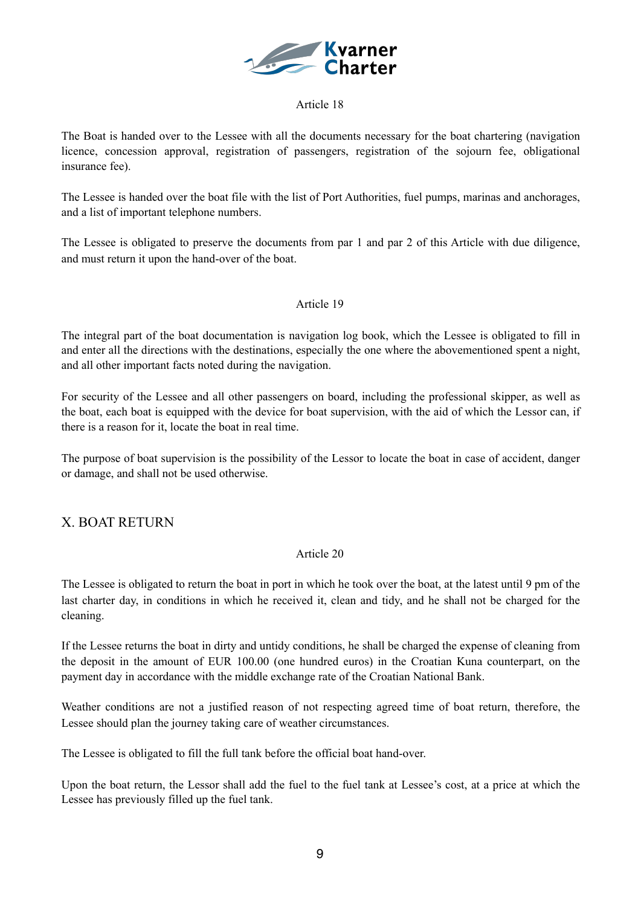Article 18

The Boat is handed over to the Lessee with all the documents necessary for the boat chartering (navigation licence, concession approval, registration of passengers, registration of the sojourn fee, obligational insurance fee).

The Lessee is handed over the boat file with the list of Port Authorities, fuel pumps, marinas and anchorages, and a list of important telephone numbers.

The Lessee is obligated to preserve the documents from par 1 and par 2 of this Article with due diligence, and must return it upon the hand-over of the boat.

Article 19

The integral part of the boat documentation is navigation log book, which the Lessee is obligated to fill in and enter all the directions with the destinations, especially the one where the abovementioned spent a night, and all other important facts noted during the navigation.

For security of the Lessee and all other passengers on board, including the professional skipper, as well as the boat, each boat is equipped with the device for boat supervision, with the aid of which the Lessor can, if there is a reason for it, locate the boat in real time.

The purpose of boat supervision is the possibility of the Lessor to locate the boat in case of accident, danger or damage, and shall not be used otherwise.

## X. BOAT RETURN

Article 20

The Lessee is obligated to return the boat in port in which he took over the boat, at the latest until 9 pm of the last charter day, in conditions in which he received it, clean and tidy, and he shall not be charged for the cleaning.

If the Lessee returns the boat in dirty and untidy conditions, he shall be charged the expense of cleaning from the deposit in the amount of EUR 100.00 (one hundred euros) in the Croatian Kuna counterpart, on the payment day in accordance with the middle exchange rate of the Croatian National Bank.

Weather conditions are not a justified reason of not respecting agreed time of boat return, therefore, the Lessee should plan the journey taking care of weather circumstances.

The Lessee is obligated to fill the full tank before the official boat hand-over.

Upon the boat return, the Lessor shall add the fuel to the fuel tank at Lessee's cost, at a price at which the Lessee has previously filled up the fuel tank.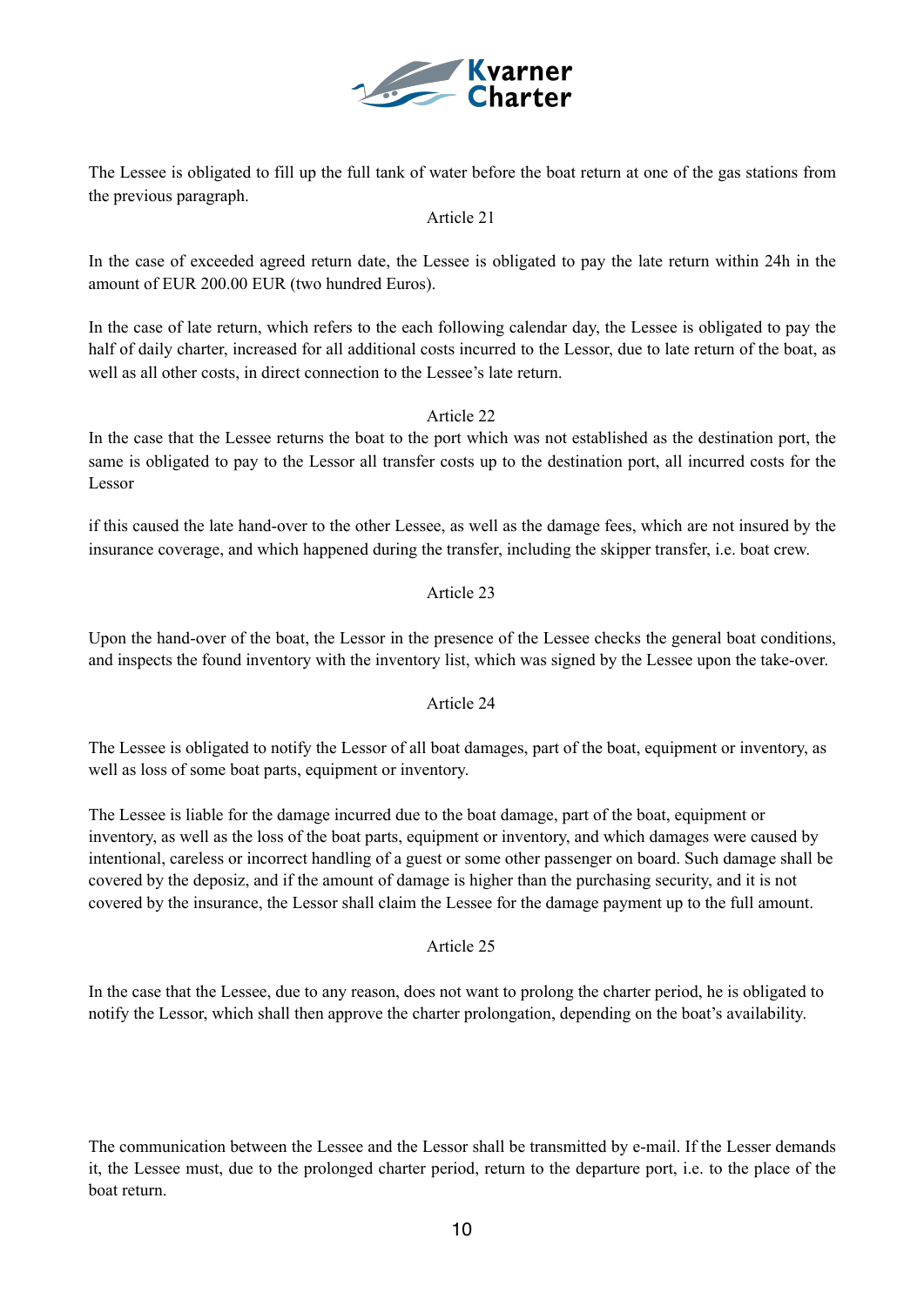The Lessee is obligated to fill up the full tank of water before the boat return at one of the gas stations from the previous paragraph.

Article 21

In the case of exceeded agreed return date, the Lessee is obligated to pay the late return within 24h in the amount of EUR 200.00 EUR (two hundred Euros).

In the case of late return, which refers to the each following calendar day, the Lessee is obligated to pay the half of daily charter, increased for all additional costs incurred to the Lessor, due to late return of the boat, as well as all other costs, in direct connection to the Lessee's late return.

Article 22

In the case that the Lessee returns the boat to the port which was not established as the destination port, the same is obligated to pay to the Lessor all transfer costs up to the destination port, all incurred costs for the Lessor

if this caused the late hand-over to the other Lessee, as well as the damage fees, which are not insured by the insurance coverage, and which happened during the transfer, including the skipper transfer, i.e. boat crew.

Article 23

Upon the hand-over of the boat, the Lessor in the presence of the Lessee checks the general boat conditions, and inspects the found inventory with the inventory list, which was signed by the Lessee upon the take-over.

Article 24

The Lessee is obligated to notify the Lessor of all boat damages, part of the boat, equipment or inventory, as well as loss of some boat parts, equipment or inventory.

The Lessee is liable for the damage incurred due to the boat damage, part of the boat, equipment or inventory, as well as the loss of the boat parts, equipment or inventory, and which damages were caused by intentional, careless or incorrect handling of a guest or some other passenger on board. Such damage shall be covered by the deposiz, and if the amount of damage is higher than the purchasing security, and it is not covered by the insurance, the Lessor shall claim the Lessee for the damage payment up to the full amount.

Article 25

In the case that the Lessee, due to any reason, does not want to prolong the charter period, he is obligated to notify the Lessor, which shall then approve the charter prolongation, depending on the boat's availability.

The communication between the Lessee and the Lessor shall be transmitted by e-mail. If the Lesser demands it, the Lessee must, due to the prolonged charter period, return to the departure port, i.e. to the place of the boat return.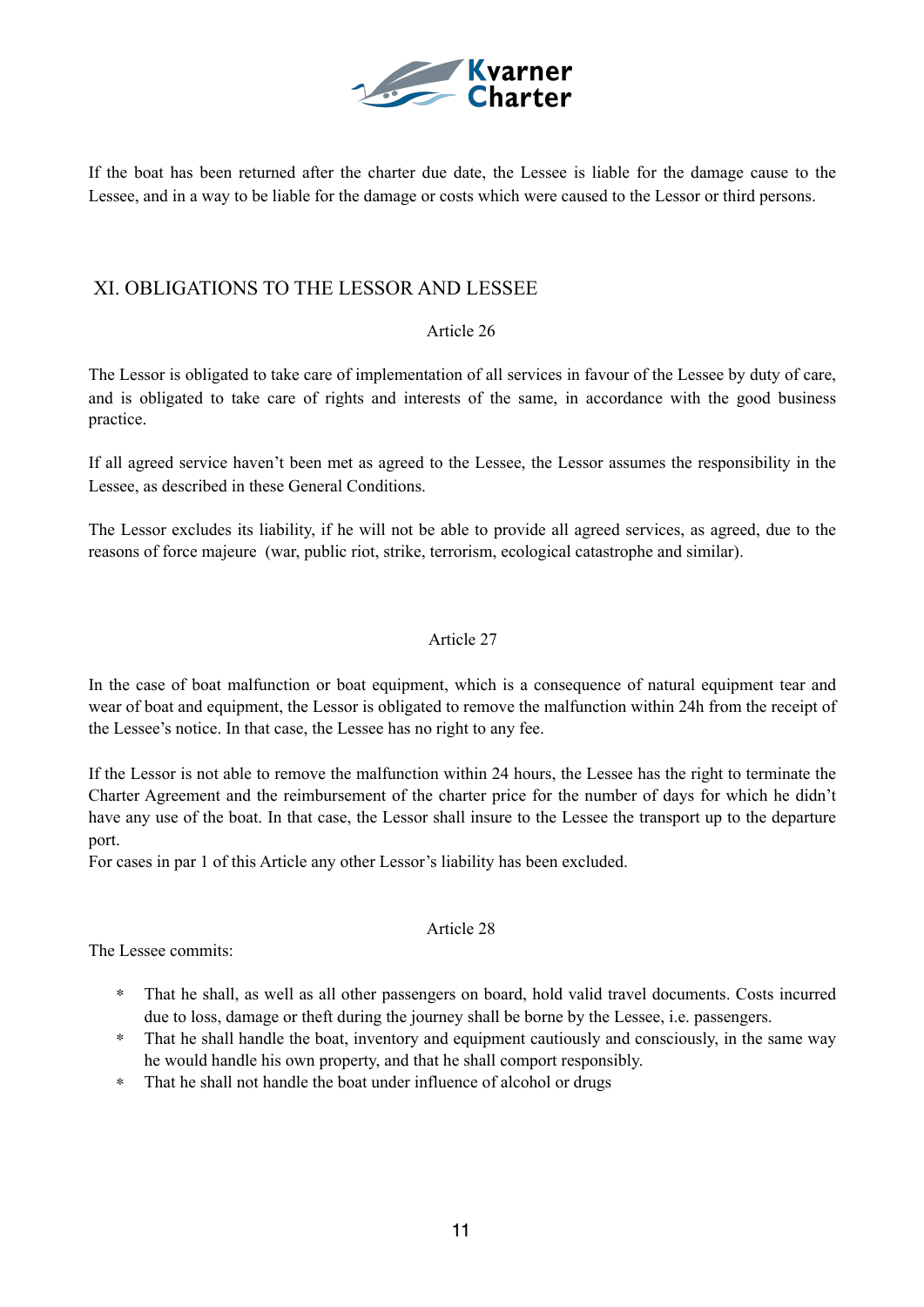If the boat has been returned after the charter due date, the Lessee is liable for the damage cause to the Lessee, and in a way to be liable for the damage or costs which were caused to the Lessor or third persons.

## XI. OBLIGATIONS TO THE LESSOR AND LESSEE

### Article 26

The Lessor is obligated to take care of implementation of all services in favour of the Lessee by duty of care, and is obligated to take care of rights and interests of the same, in accordance with the good business practice.

If all agreed service haven't been met as agreed to the Lessee, the Lessor assumes the responsibility in the Lessee, as described in these General Conditions.

The Lessor excludes its liability, if he will not be able to provide all agreed services, as agreed, due to the reasons of force majeure (war, public riot, strike, terrorism, ecological catastrophe and similar).

### Article 27

In the case of boat malfunction or boat equipment, which is a consequence of natural equipment tear and wear of boat and equipment, the Lessor is obligated to remove the malfunction within 24h from the receipt of the Lessee's notice. In that case, the Lessee has no right to any fee.

If the Lessor is not able to remove the malfunction within 24 hours, the Lessee has the right to terminate the Charter Agreement and the reimbursement of the charter price for the number of days for which he didn't have any use of the boat. In that case, the Lessor shall insure to the Lessee the transport up to the departure port.
For cases in par 1 of this Article any other Lessor's liability has been excluded.

### Article 28

The Lessee commits:

* That he shall, as well as all other passengers on board, hold valid travel documents. Costs incurred due to loss, damage or theft during the journey shall be borne by the Lessee, i.e. passengers.
* That he shall handle the boat, inventory and equipment cautiously and consciously, in the same way he would handle his own property, and that he shall comport responsibly.
* That he shall not handle the boat under influence of alcohol or drugs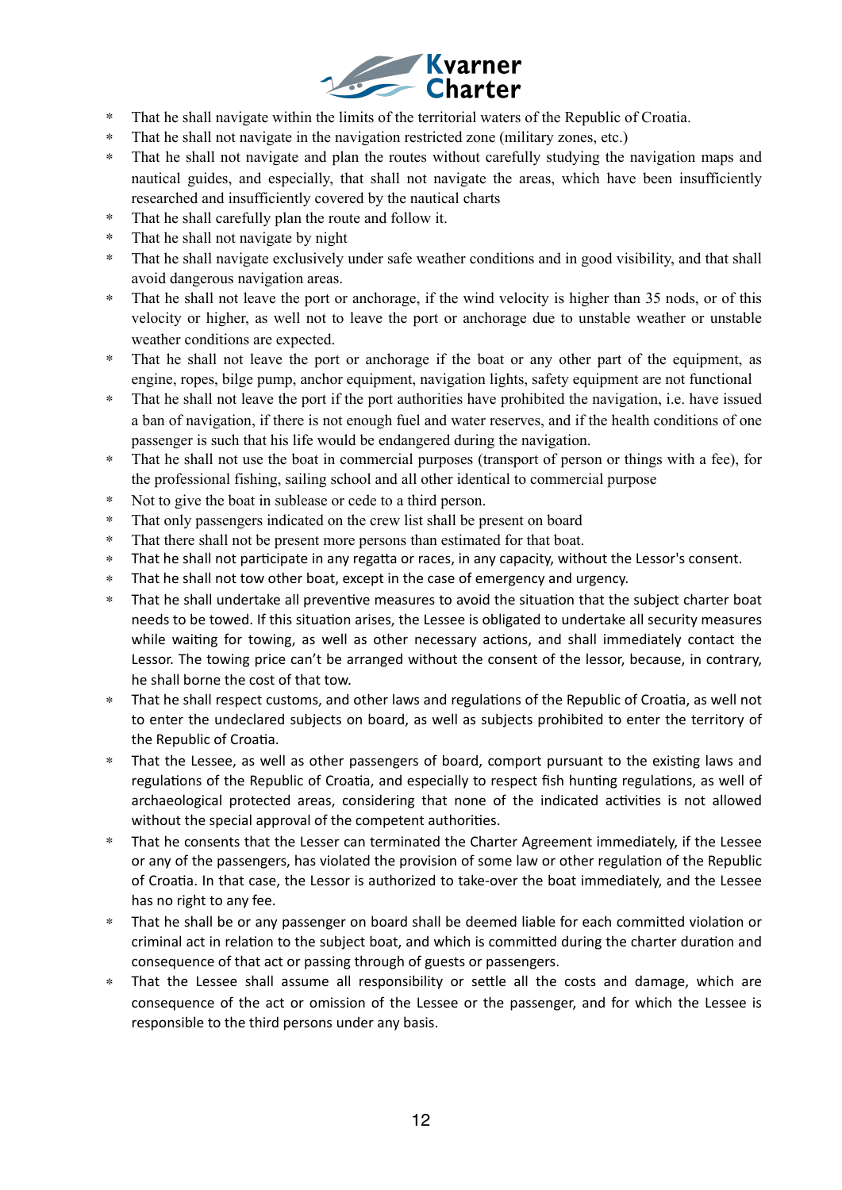* That he shall navigate within the limits of the territorial waters of the Republic of Croatia.
* That he shall not navigate in the navigation restricted zone (military zones, etc.)
* That he shall not navigate and plan the routes without carefully studying the navigation maps and nautical guides, and especially, that shall not navigate the areas, which have been insufficiently researched and insufficiently covered by the nautical charts
* That he shall carefully plan the route and follow it.
* That he shall not navigate by night
* That he shall navigate exclusively under safe weather conditions and in good visibility, and that shall avoid dangerous navigation areas.
* That he shall not leave the port or anchorage, if the wind velocity is higher than 35 nods, or of this velocity or higher, as well not to leave the port or anchorage due to unstable weather or unstable weather conditions are expected.
* That he shall not leave the port or anchorage if the boat or any other part of the equipment, as engine, ropes, bilge pump, anchor equipment, navigation lights, safety equipment are not functional
* That he shall not leave the port if the port authorities have prohibited the navigation, i.e. have issued a ban of navigation, if there is not enough fuel and water reserves, and if the health conditions of one passenger is such that his life would be endangered during the navigation.
* That he shall not use the boat in commercial purposes (transport of person or things with a fee), for the professional fishing, sailing school and all other identical to commercial purpose
* Not to give the boat in sublease or cede to a third person.
* That only passengers indicated on the crew list shall be present on board
* That there shall not be present more persons than estimated for that boat.
* That he shall not participate in any regatta or races, in any capacity, without the Lessor's consent.
* That he shall not tow other boat, except in the case of emergency and urgency.
* That he shall undertake all preventive measures to avoid the situation that the subject charter boat needs to be towed. If this situation arises, the Lessee is obligated to undertake all security measures while waiting for towing, as well as other necessary actions, and shall immediately contact the Lessor. The towing price can't be arranged without the consent of the lessor, because, in contrary, he shall borne the cost of that tow.
* That he shall respect customs, and other laws and regulations of the Republic of Croatia, as well not to enter the undeclared subjects on board, as well as subjects prohibited to enter the territory of the Republic of Croatia.
* That the Lessee, as well as other passengers of board, comport pursuant to the existing laws and regulations of the Republic of Croatia, and especially to respect fish hunting regulations, as well of archaeological protected areas, considering that none of the indicated activities is not allowed without the special approval of the competent authorities.
* That he consents that the Lesser can terminated the Charter Agreement immediately, if the Lessee or any of the passengers, has violated the provision of some law or other regulation of the Republic of Croatia. In that case, the Lessor is authorized to take-over the boat immediately, and the Lessee has no right to any fee.
* That he shall be or any passenger on board shall be deemed liable for each committed violation or criminal act in relation to the subject boat, and which is committed during the charter duration and consequence of that act or passing through of guests or passengers.
* That the Lessee shall assume all responsibility or settle all the costs and damage, which are consequence of the act or omission of the Lessee or the passenger, and for which the Lessee is responsible to the third persons under any basis.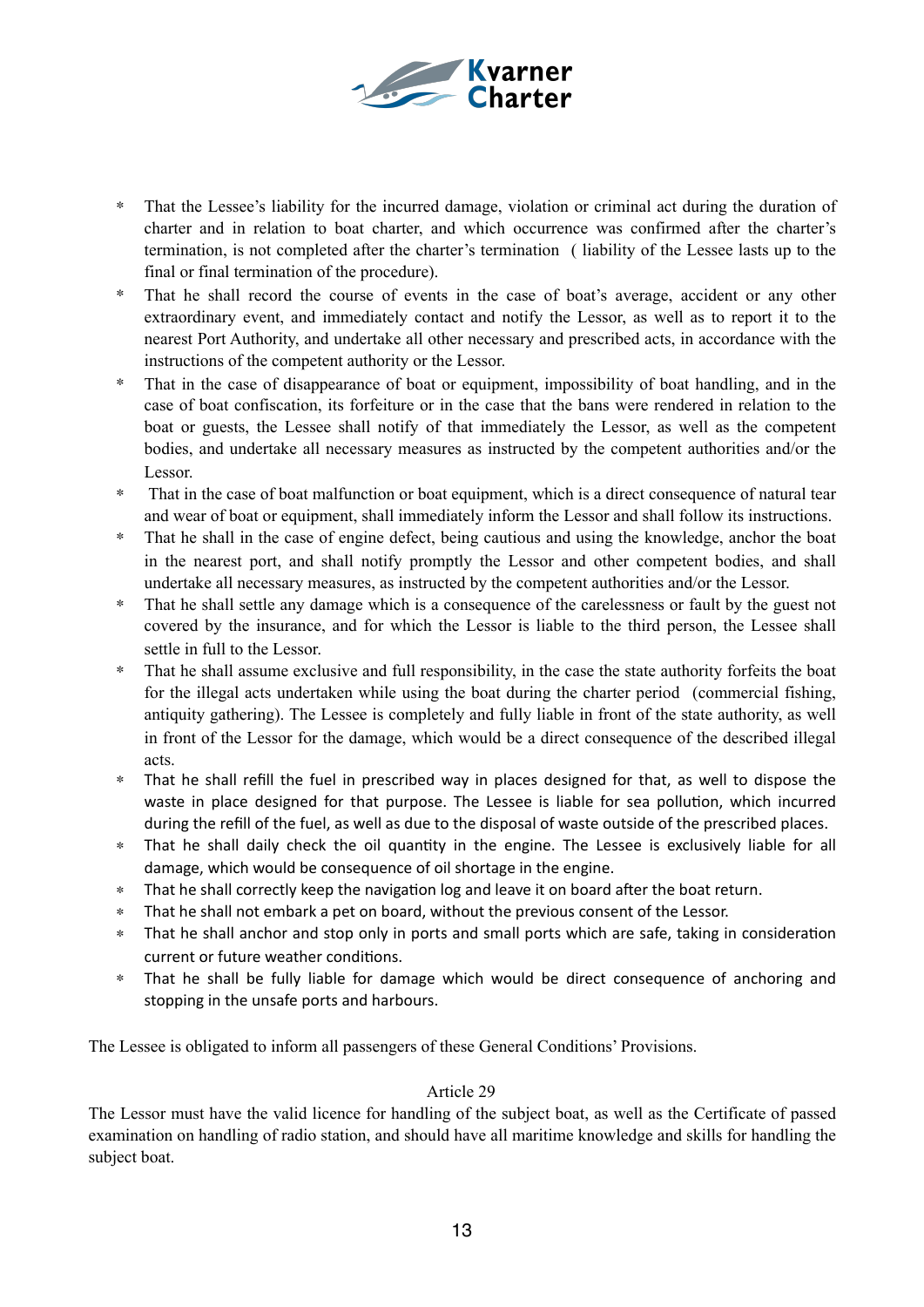- That the Lessee's liability for the incurred damage, violation or criminal act during the duration of charter and in relation to boat charter, and which occurrence was confirmed after the charter's termination, is not completed after the charter's termination ( liability of the Lessee lasts up to the final or final termination of the procedure).
- That he shall record the course of events in the case of boat's average, accident or any other extraordinary event, and immediately contact and notify the Lessor, as well as to report it to the nearest Port Authority, and undertake all other necessary and prescribed acts, in accordance with the instructions of the competent authority or the Lessor.
- That in the case of disappearance of boat or equipment, impossibility of boat handling, and in the case of boat confiscation, its forfeiture or in the case that the bans were rendered in relation to the boat or guests, the Lessee shall notify of that immediately the Lessor, as well as the competent bodies, and undertake all necessary measures as instructed by the competent authorities and/or the Lessor.
- That in the case of boat malfunction or boat equipment, which is a direct consequence of natural tear and wear of boat or equipment, shall immediately inform the Lessor and shall follow its instructions.
- That he shall in the case of engine defect, being cautious and using the knowledge, anchor the boat in the nearest port, and shall notify promptly the Lessor and other competent bodies, and shall undertake all necessary measures, as instructed by the competent authorities and/or the Lessor.
- That he shall settle any damage which is a consequence of the carelessness or fault by the guest not covered by the insurance, and for which the Lessor is liable to the third person, the Lessee shall settle in full to the Lessor.
- That he shall assume exclusive and full responsibility, in the case the state authority forfeits the boat for the illegal acts undertaken while using the boat during the charter period (commercial fishing, antiquity gathering). The Lessee is completely and fully liable in front of the state authority, as well in front of the Lessor for the damage, which would be a direct consequence of the described illegal acts.
- That he shall refill the fuel in prescribed way in places designed for that, as well to dispose the waste in place designed for that purpose. The Lessee is liable for sea pollution, which incurred during the refill of the fuel, as well as due to the disposal of waste outside of the prescribed places.
- That he shall daily check the oil quantity in the engine. The Lessee is exclusively liable for all damage, which would be consequence of oil shortage in the engine.
- That he shall correctly keep the navigation log and leave it on board after the boat return.
- That he shall not embark a pet on board, without the previous consent of the Lessor.
- That he shall anchor and stop only in ports and small ports which are safe, taking in consideration current or future weather conditions.
- That he shall be fully liable for damage which would be direct consequence of anchoring and stopping in the unsafe ports and harbours.

The Lessee is obligated to inform all passengers of these General Conditions' Provisions.

Article 29

The Lessor must have the valid licence for handling of the subject boat, as well as the Certificate of passed examination on handling of radio station, and should have all maritime knowledge and skills for handling the subject boat.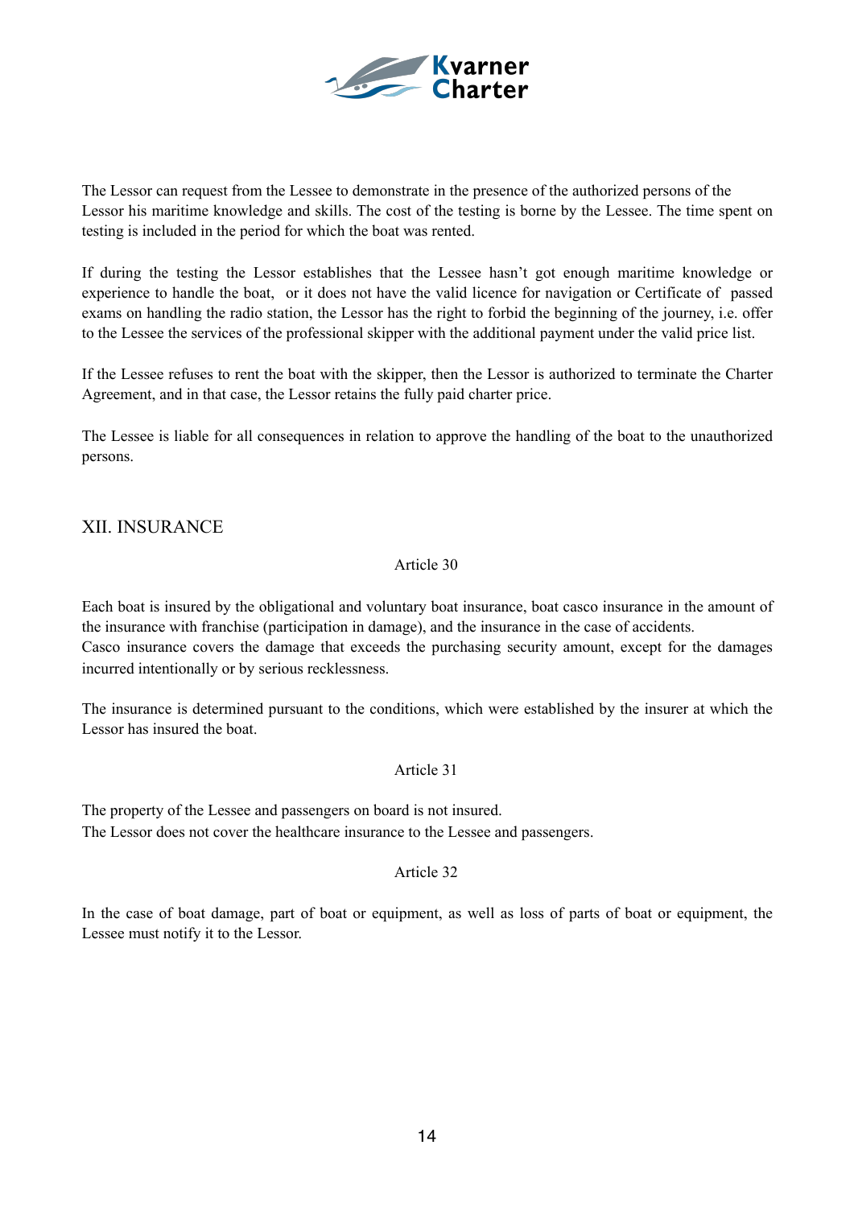The Lessor can request from the Lessee to demonstrate in the presence of the authorized persons of the Lessor his maritime knowledge and skills. The cost of the testing is borne by the Lessee. The time spent on testing is included in the period for which the boat was rented.

If during the testing the Lessor establishes that the Lessee hasn't got enough maritime knowledge or experience to handle the boat, or it does not have the valid licence for navigation or Certificate of passed exams on handling the radio station, the Lessor has the right to forbid the beginning of the journey, i.e. offer to the Lessee the services of the professional skipper with the additional payment under the valid price list.

If the Lessee refuses to rent the boat with the skipper, then the Lessor is authorized to terminate the Charter Agreement, and in that case, the Lessor retains the fully paid charter price.

The Lessee is liable for all consequences in relation to approve the handling of the boat to the unauthorized persons.

## XII. INSURANCE

Article 30

Each boat is insured by the obligational and voluntary boat insurance, boat casco insurance in the amount of the insurance with franchise (participation in damage), and the insurance in the case of accidents.
Casco insurance covers the damage that exceeds the purchasing security amount, except for the damages incurred intentionally or by serious recklessness.

The insurance is determined pursuant to the conditions, which were established by the insurer at which the Lessor has insured the boat.

Article 31

The property of the Lessee and passengers on board is not insured.
The Lessor does not cover the healthcare insurance to the Lessee and passengers.

Article 32

In the case of boat damage, part of boat or equipment, as well as loss of parts of boat or equipment, the Lessee must notify it to the Lessor.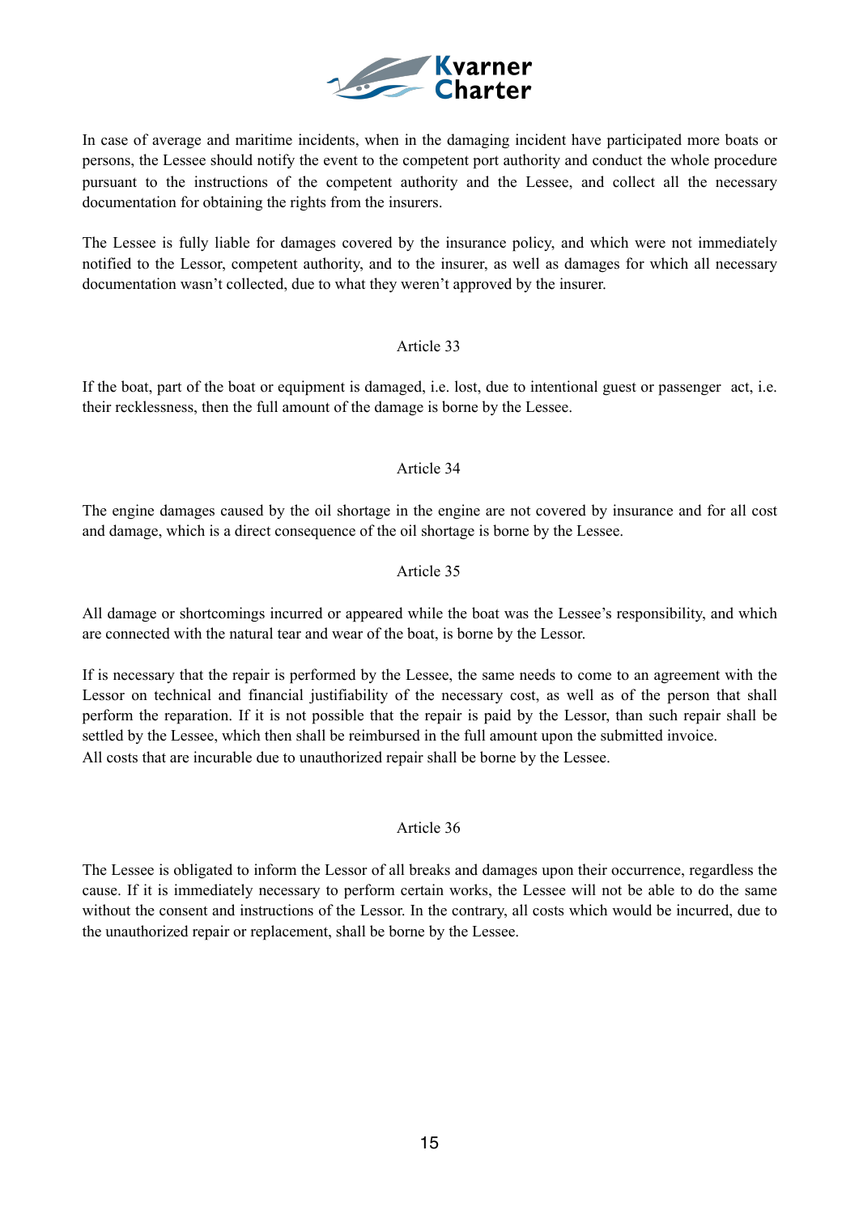In case of average and maritime incidents, when in the damaging incident have participated more boats or persons, the Lessee should notify the event to the competent port authority and conduct the whole procedure pursuant to the instructions of the competent authority and the Lessee, and collect all the necessary documentation for obtaining the rights from the insurers.

The Lessee is fully liable for damages covered by the insurance policy, and which were not immediately notified to the Lessor, competent authority, and to the insurer, as well as damages for which all necessary documentation wasn't collected, due to what they weren't approved by the insurer.

## Article 33

If the boat, part of the boat or equipment is damaged, i.e. lost, due to intentional guest or passenger act, i.e. their recklessness, then the full amount of the damage is borne by the Lessee.

## Article 34

The engine damages caused by the oil shortage in the engine are not covered by insurance and for all cost and damage, which is a direct consequence of the oil shortage is borne by the Lessee.

## Article 35

All damage or shortcomings incurred or appeared while the boat was the Lessee's responsibility, and which are connected with the natural tear and wear of the boat, is borne by the Lessor.

If is necessary that the repair is performed by the Lessee, the same needs to come to an agreement with the Lessor on technical and financial justifiability of the necessary cost, as well as of the person that shall perform the reparation. If it is not possible that the repair is paid by the Lessor, than such repair shall be settled by the Lessee, which then shall be reimbursed in the full amount upon the submitted invoice.
All costs that are incurable due to unauthorized repair shall be borne by the Lessee.

## Article 36

The Lessee is obligated to inform the Lessor of all breaks and damages upon their occurrence, regardless the cause. If it is immediately necessary to perform certain works, the Lessee will not be able to do the same without the consent and instructions of the Lessor. In the contrary, all costs which would be incurred, due to the unauthorized repair or replacement, shall be borne by the Lessee.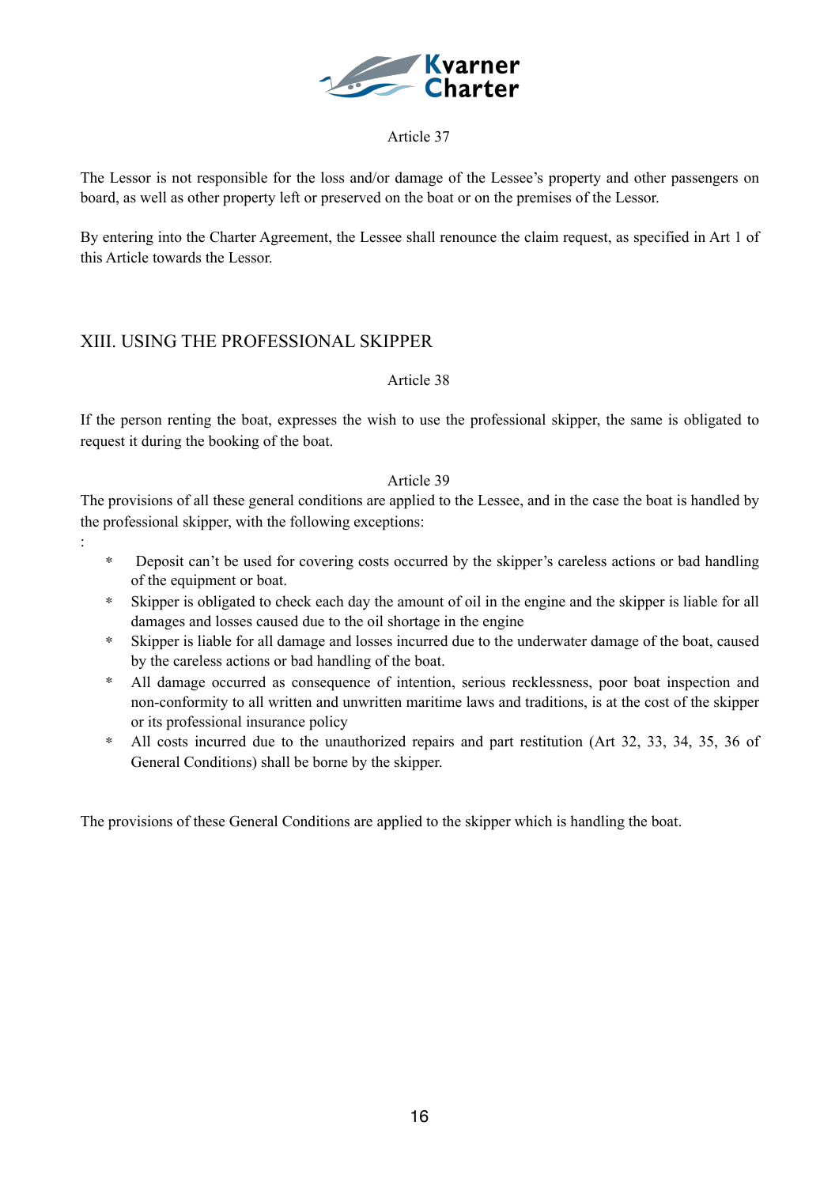Article 37

The Lessor is not responsible for the loss and/or damage of the Lessee's property and other passengers on board, as well as other property left or preserved on the boat or on the premises of the Lessor.

By entering into the Charter Agreement, the Lessee shall renounce the claim request, as specified in Art 1 of this Article towards the Lessor.

## XIII. USING THE PROFESSIONAL SKIPPER

Article 38

If the person renting the boat, expresses the wish to use the professional skipper, the same is obligated to request it during the booking of the boat.

Article 39

The provisions of all these general conditions are applied to the Lessee, and in the case the boat is handled by the professional skipper, with the following exceptions:

:

* Deposit can't be used for covering costs occurred by the skipper's careless actions or bad handling of the equipment or boat.
* Skipper is obligated to check each day the amount of oil in the engine and the skipper is liable for all damages and losses caused due to the oil shortage in the engine
* Skipper is liable for all damage and losses incurred due to the underwater damage of the boat, caused by the careless actions or bad handling of the boat.
* All damage occurred as consequence of intention, serious recklessness, poor boat inspection and non-conformity to all written and unwritten maritime laws and traditions, is at the cost of the skipper or its professional insurance policy
* All costs incurred due to the unauthorized repairs and part restitution (Art 32, 33, 34, 35, 36 of General Conditions) shall be borne by the skipper.

The provisions of these General Conditions are applied to the skipper which is handling the boat.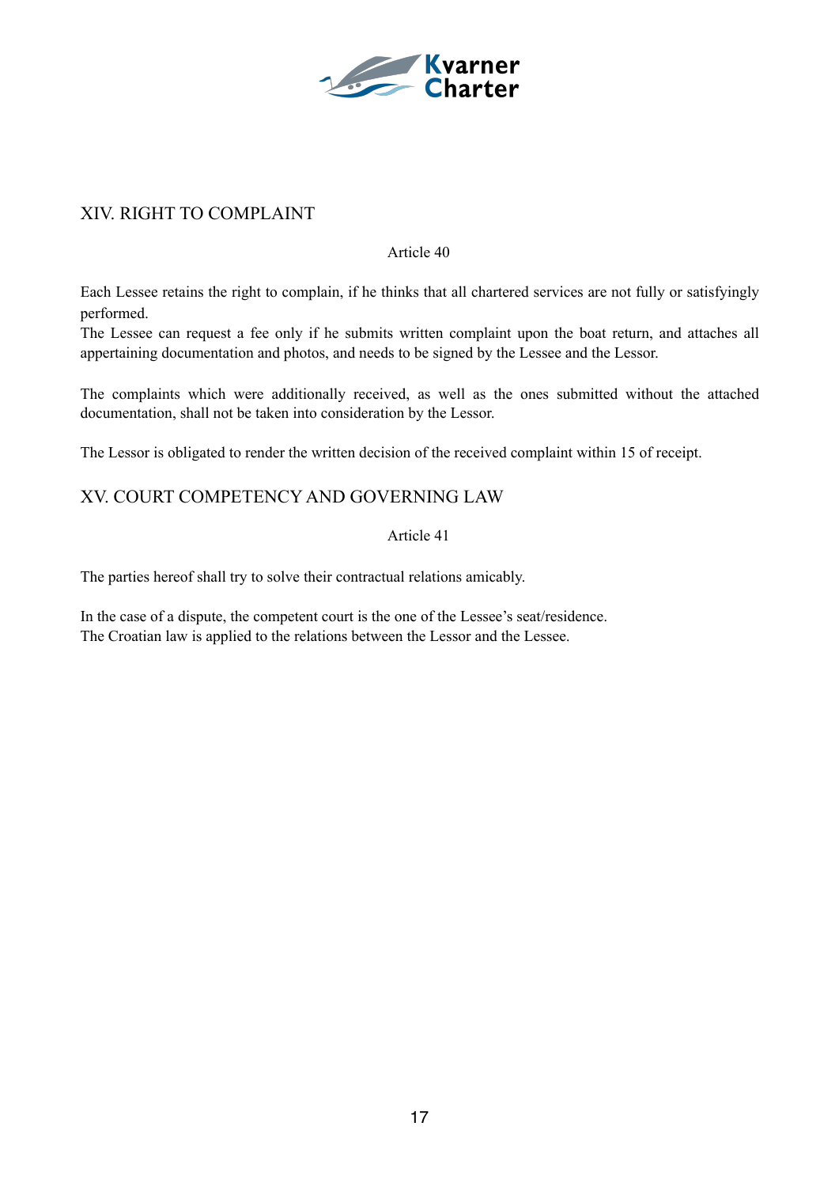## XIV. RIGHT TO COMPLAINT

Article 40

Each Lessee retains the right to complain, if he thinks that all chartered services are not fully or satisfyingly performed.
The Lessee can request a fee only if he submits written complaint upon the boat return, and attaches all appertaining documentation and photos, and needs to be signed by the Lessee and the Lessor.

The complaints which were additionally received, as well as the ones submitted without the attached documentation, shall not be taken into consideration by the Lessor.

The Lessor is obligated to render the written decision of the received complaint within 15 of receipt.

## XV. COURT COMPETENCY AND GOVERNING LAW

Article 41

The parties hereof shall try to solve their contractual relations amicably.

In the case of a dispute, the competent court is the one of the Lessee's seat/residence.
The Croatian law is applied to the relations between the Lessor and the Lessee.